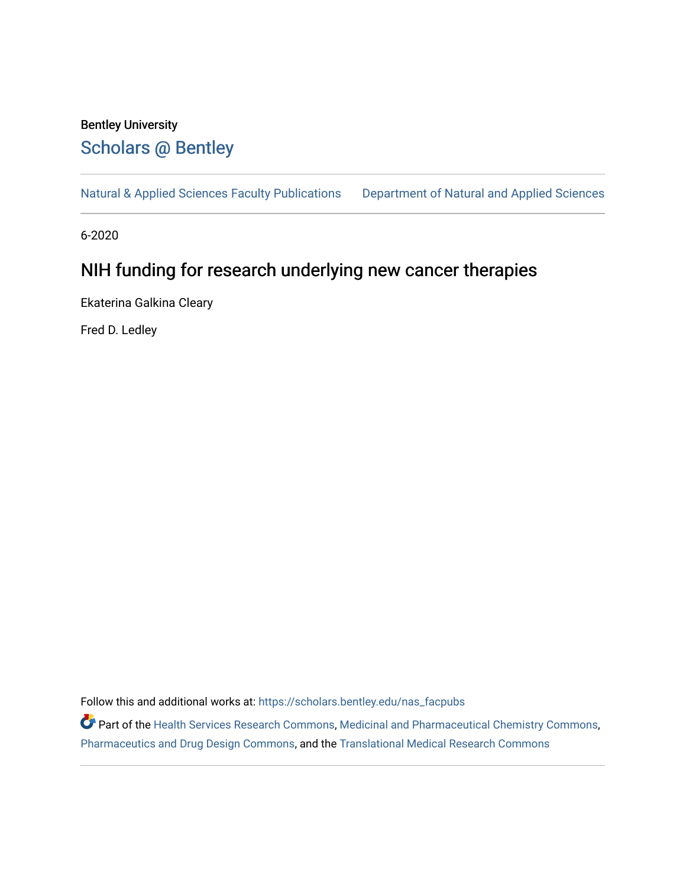Bentley University

# Scholars @ Bentley

Natural & Applied Sciences Faculty Publications    Department of Natural and Applied Sciences

6-2020

## NIH funding for research underlying new cancer therapies

Ekaterina Galkina Cleary

Fred D. Ledley

Follow this and additional works at: https://scholars.bentley.edu/nas_facpubs

Part of the Health Services Research Commons, Medicinal and Pharmaceutical Chemistry Commons, Pharmaceutics and Drug Design Commons, and the Translational Medical Research Commons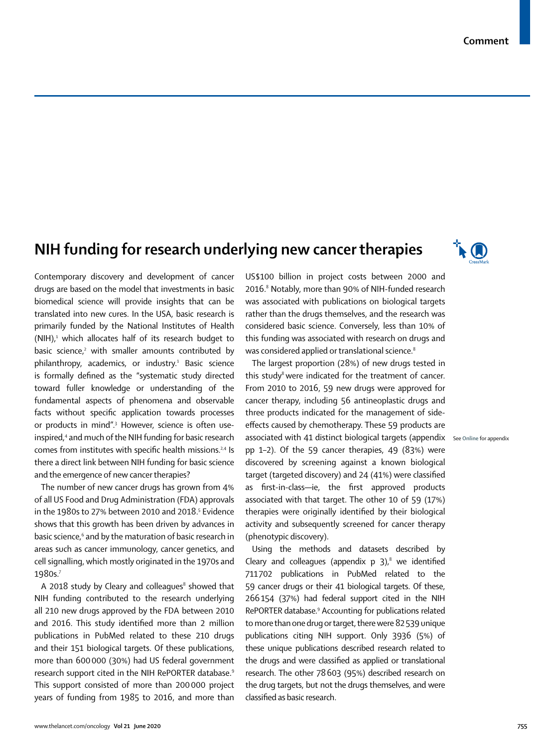# NIH funding for research underlying new cancer therapies

Contemporary discovery and development of cancer drugs are based on the model that investments in basic biomedical science will provide insights that can be translated into new cures. In the USA, basic research is primarily funded by the National Institutes of Health (NIH),[1] which allocates half of its research budget to basic science,[2] with smaller amounts contributed by philanthropy, academics, or industry.[1] Basic science is formally defined as the "systematic study directed toward fuller knowledge or understanding of the fundamental aspects of phenomena and observable facts without specific application towards processes or products in mind".[3] However, science is often use-inspired,[4] and much of the NIH funding for basic research comes from institutes with specific health missions.[2,4] Is there a direct link between NIH funding for basic science and the emergence of new cancer therapies?

The number of new cancer drugs has grown from 4% of all US Food and Drug Administration (FDA) approvals in the 1980s to 27% between 2010 and 2018.[5] Evidence shows that this growth has been driven by advances in basic science,[6] and by the maturation of basic research in areas such as cancer immunology, cancer genetics, and cell signalling, which mostly originated in the 1970s and 1980s.[7]

A 2018 study by Cleary and colleagues[8] showed that NIH funding contributed to the research underlying all 210 new drugs approved by the FDA between 2010 and 2016. This study identified more than 2 million publications in PubMed related to these 210 drugs and their 151 biological targets. Of these publications, more than 600 000 (30%) had US federal government research support cited in the NIH RePORTER database.[9] This support consisted of more than 200 000 project years of funding from 1985 to 2016, and more than US$100 billion in project costs between 2000 and 2016.[8] Notably, more than 90% of NIH-funded research was associated with publications on biological targets rather than the drugs themselves, and the research was considered basic science. Conversely, less than 10% of this funding was associated with research on drugs and was considered applied or translational science.[8]

The largest proportion (28%) of new drugs tested in this study[8] were indicated for the treatment of cancer. From 2010 to 2016, 59 new drugs were approved for cancer therapy, including 56 antineoplastic drugs and three products indicated for the management of side-effects caused by chemotherapy. These 59 products are associated with 41 distinct biological targets (appendix pp 1–2). Of the 59 cancer therapies, 49 (83%) were discovered by screening against a known biological target (targeted discovery) and 24 (41%) were classified as first-in-class—ie, the first approved products associated with that target. The other 10 of 59 (17%) therapies were originally identified by their biological activity and subsequently screened for cancer therapy (phenotypic discovery).

See Online for appendix

Using the methods and datasets described by Cleary and colleagues (appendix p 3),[8] we identified 711 702 publications in PubMed related to the 59 cancer drugs or their 41 biological targets. Of these, 266 154 (37%) had federal support cited in the NIH RePORTER database.[9] Accounting for publications related to more than one drug or target, there were 82 539 unique publications citing NIH support. Only 3936 (5%) of these unique publications described research related to the drugs and were classified as applied or translational research. The other 78 603 (95%) described research on the drug targets, but not the drugs themselves, and were classified as basic research.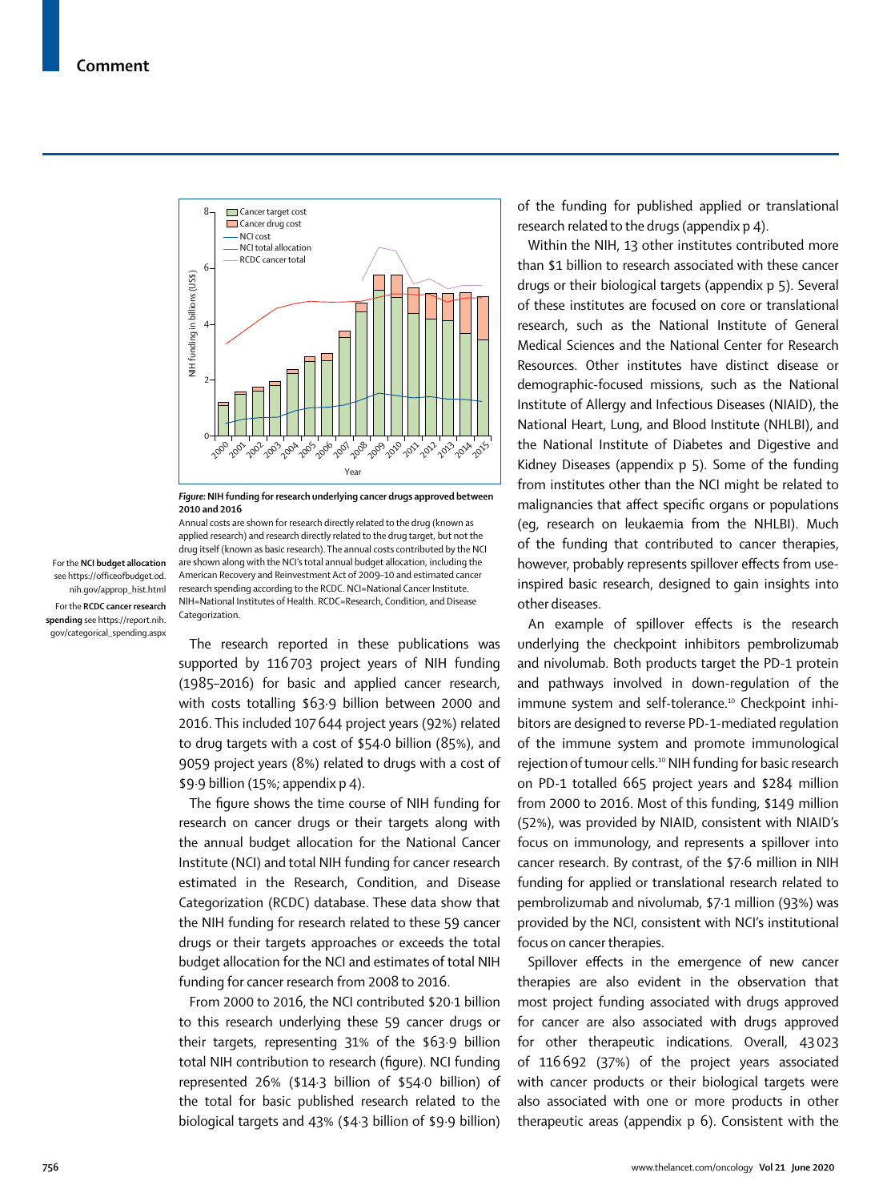**Figure: NIH funding for research underlying cancer drugs approved between 2010 and 2016**

Annual costs are shown for research directly related to the drug (known as applied research) and research directly related to the drug target, but not the drug itself (known as basic research). The annual costs contributed by the NCI are shown along with the NCI's total annual budget allocation, including the American Recovery and Reinvestment Act of 2009–10 and estimated cancer research spending according to the RCDC. NCI=National Cancer Institute. NIH=National Institutes of Health. RCDC=Research, Condition, and Disease Categorization.

For the **NCI budget allocation** see https://officeofbudget.od.nih.gov/approp_hist.html

For the **RCDC cancer research spending** see https://report.nih.gov/categorical_spending.aspx

The research reported in these publications was supported by 116 703 project years of NIH funding (1985–2016) for basic and applied cancer research, with costs totalling $63·9 billion between 2000 and 2016. This included 107 644 project years (92%) related to drug targets with a cost of $54·0 billion (85%), and 9059 project years (8%) related to drugs with a cost of $9·9 billion (15%; appendix p 4).

The figure shows the time course of NIH funding for research on cancer drugs or their targets along with the annual budget allocation for the National Cancer Institute (NCI) and total NIH funding for cancer research estimated in the Research, Condition, and Disease Categorization (RCDC) database. These data show that the NIH funding for research related to these 59 cancer drugs or their targets approaches or exceeds the total budget allocation for the NCI and estimates of total NIH funding for cancer research from 2008 to 2016.

From 2000 to 2016, the NCI contributed $20·1 billion to this research underlying these 59 cancer drugs or their targets, representing 31% of the $63·9 billion total NIH contribution to research (figure). NCI funding represented 26% ($14·3 billion of $54·0 billion) of the total for basic published research related to the biological targets and 43% ($4·3 billion of $9·9 billion) of the funding for published applied or translational research related to the drugs (appendix p 4).

Within the NIH, 13 other institutes contributed more than $1 billion to research associated with these cancer drugs or their biological targets (appendix p 5). Several of these institutes are focused on core or translational research, such as the National Institute of General Medical Sciences and the National Center for Research Resources. Other institutes have distinct disease or demographic-focused missions, such as the National Institute of Allergy and Infectious Diseases (NIAID), the National Heart, Lung, and Blood Institute (NHLBI), and the National Institute of Diabetes and Digestive and Kidney Diseases (appendix p 5). Some of the funding from institutes other than the NCI might be related to malignancies that affect specific organs or populations (eg, research on leukaemia from the NHLBI). Much of the funding that contributed to cancer therapies, however, probably represents spillover effects from use-inspired basic research, designed to gain insights into other diseases.

An example of spillover effects is the research underlying the checkpoint inhibitors pembrolizumab and nivolumab. Both products target the PD-1 protein and pathways involved in down-regulation of the immune system and self-tolerance.[10] Checkpoint inhibitors are designed to reverse PD-1-mediated regulation of the immune system and promote immunological rejection of tumour cells.[10] NIH funding for basic research on PD-1 totalled 665 project years and $284 million from 2000 to 2016. Most of this funding, $149 million (52%), was provided by NIAID, consistent with NIAID's focus on immunology, and represents a spillover into cancer research. By contrast, of the $7·6 million in NIH funding for applied or translational research related to pembrolizumab and nivolumab, $7·1 million (93%) was provided by the NCI, consistent with NCI's institutional focus on cancer therapies.

Spillover effects in the emergence of new cancer therapies are also evident in the observation that most project funding associated with drugs approved for cancer are also associated with drugs approved for other therapeutic indications. Overall, 43 023 of 116 692 (37%) of the project years associated with cancer products or their biological targets were also associated with one or more products in other therapeutic areas (appendix p 6). Consistent with the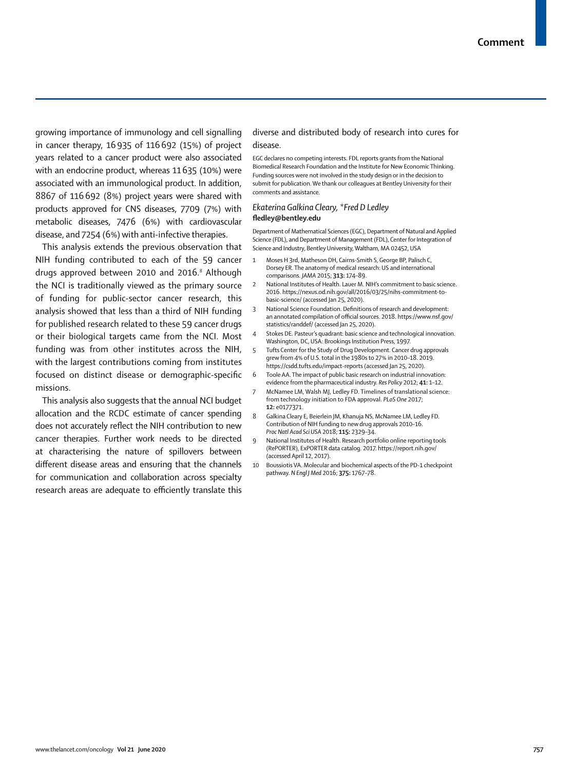growing importance of immunology and cell signalling in cancer therapy, 16 935 of 116 692 (15%) of project years related to a cancer product were also associated with an endocrine product, whereas 11 635 (10%) were associated with an immunological product. In addition, 8867 of 116 692 (8%) project years were shared with products approved for CNS diseases, 7709 (7%) with metabolic diseases, 7476 (6%) with cardiovascular disease, and 7254 (6%) with anti-infective therapies.

This analysis extends the previous observation that NIH funding contributed to each of the 59 cancer drugs approved between 2010 and 2016.[8] Although the NCI is traditionally viewed as the primary source of funding for public-sector cancer research, this analysis showed that less than a third of NIH funding for published research related to these 59 cancer drugs or their biological targets came from the NCI. Most funding was from other institutes across the NIH, with the largest contributions coming from institutes focused on distinct disease or demographic-specific missions.

This analysis also suggests that the annual NCI budget allocation and the RCDC estimate of cancer spending does not accurately reflect the NIH contribution to new cancer therapies. Further work needs to be directed at characterising the nature of spillovers between different disease areas and ensuring that the channels for communication and collaboration across specialty research areas are adequate to efficiently translate this diverse and distributed body of research into cures for disease.

EGC declares no competing interests. FDL reports grants from the National Biomedical Research Foundation and the Institute for New Economic Thinking. Funding sources were not involved in the study design or in the decision to submit for publication. We thank our colleagues at Bentley University for their comments and assistance.

*Ekaterina Galkina Cleary, \*Fred D Ledley*
**fledley@bentley.edu**

Department of Mathematical Sciences (EGC), Department of Natural and Applied Science (FDL), and Department of Management (FDL), Center for Integration of Science and Industry, Bentley University, Waltham, MA 02452, USA

1. Moses H 3rd, Matheson DH, Cairns-Smith S, George BP, Palisch C, Dorsey ER. The anatomy of medical research: US and international comparisons. *JAMA* 2015; **313:** 174–89.
2. National Institutes of Health. Lauer M. NIH's commitment to basic science. 2016. https://nexus.od.nih.gov/all/2016/03/25/nihs-commitment-to-basic-science/ (accessed Jan 25, 2020).
3. National Science Foundation. Definitions of research and development: an annotated compilation of official sources. 2018. https://www.nsf.gov/statistics/randdef/ (accessed Jan 25, 2020).
4. Stokes DE. Pasteur's quadrant: basic science and technological innovation. Washington, DC, USA: Brookings Institution Press, 1997.
5. Tufts Center for the Study of Drug Development. Cancer drug approvals grew from 4% of U.S. total in the 1980s to 27% in 2010–18. 2019. https://csdd.tufts.edu/impact-reports (accessed Jan 25, 2020).
6. Toole AA. The impact of public basic research on industrial innovation: evidence from the pharmaceutical industry. *Res Policy* 2012; **41:** 1–12.
7. McNamee LM, Walsh MJ, Ledley FD. Timelines of translational science: from technology initiation to FDA approval. *PLoS One* 2017; **12:** e0177371.
8. Galkina Cleary E, Beierlein JM, Khanuja NS, McNamee LM, Ledley FD. Contribution of NIH funding to new drug approvals 2010–16. *Proc Natl Acad Sci USA* 2018; **115:** 2329–34.
9. National Institutes of Health. Research portfolio online reporting tools (RePORTER), ExPORTER data catalog. 2017. https://report.nih.gov/ (accessed April 12, 2017).
10. Boussiotis VA. Molecular and biochemical aspects of the PD-1 checkpoint pathway. *N Engl J Med* 2016; **375:** 1767–78.